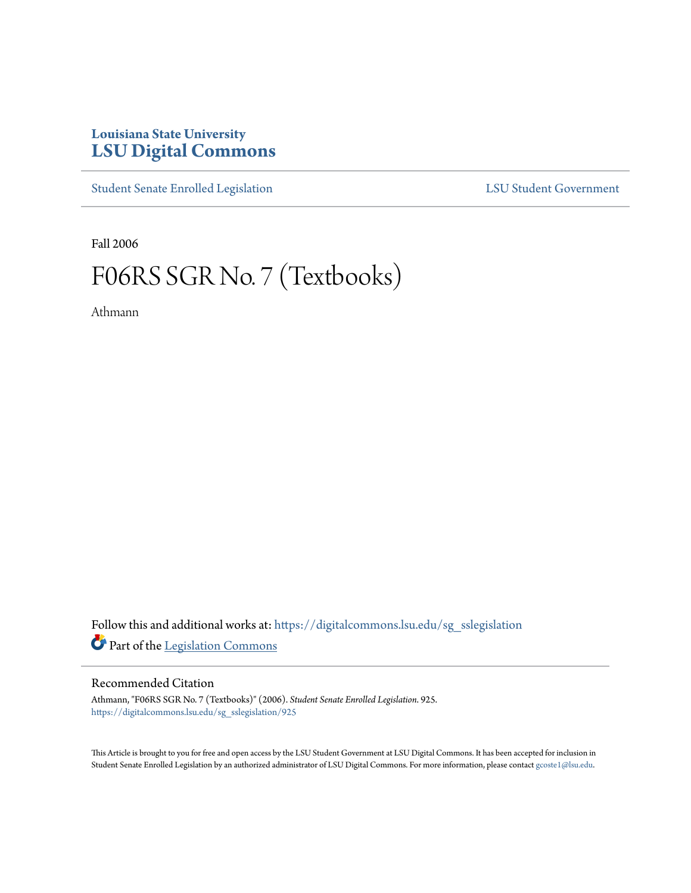Louisiana State University

# LSU Digital Commons

Student Senate Enrolled Legislation | LSU Student Government

Fall 2006

# F06RS SGR No. 7 (Textbooks)

Athmann

Follow this and additional works at: https://digitalcommons.lsu.edu/sg_sslegislation

Part of the Legislation Commons

## Recommended Citation

Athmann, "F06RS SGR No. 7 (Textbooks)" (2006). *Student Senate Enrolled Legislation*. 925.
https://digitalcommons.lsu.edu/sg_sslegislation/925

This Article is brought to you for free and open access by the LSU Student Government at LSU Digital Commons. It has been accepted for inclusion in Student Senate Enrolled Legislation by an authorized administrator of LSU Digital Commons. For more information, please contact gcoste1@lsu.edu.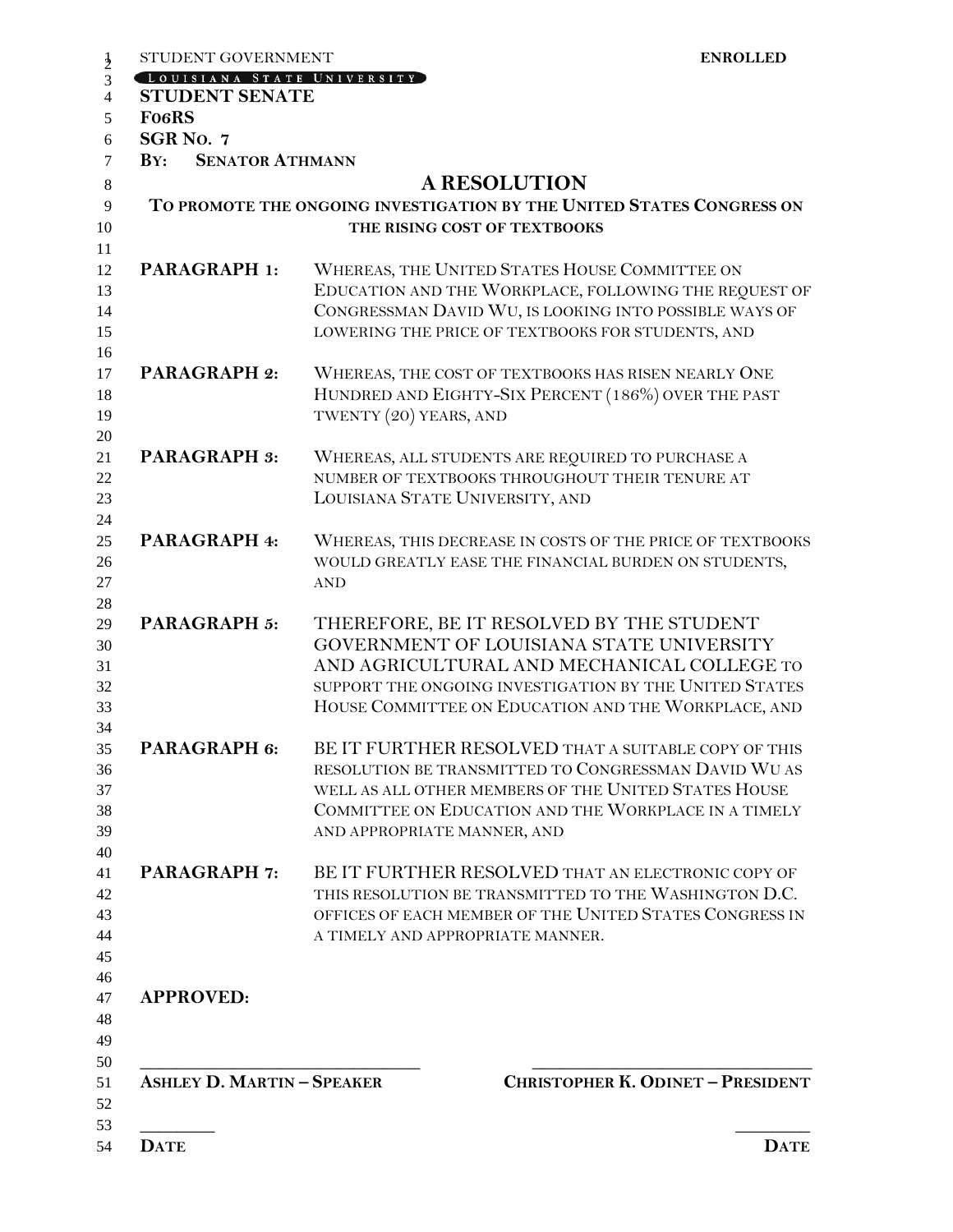STUDENT GOVERNMENT **ENROLLED**

LOUISIANA STATE UNIVERSITY

**STUDENT SENATE**

**F06RS**

**SGR No. 7**

**BY: SENATOR ATHMANN**

# A RESOLUTION

## TO PROMOTE THE ONGOING INVESTIGATION BY THE UNITED STATES CONGRESS ON THE RISING COST OF TEXTBOOKS

**PARAGRAPH 1:** WHEREAS, THE UNITED STATES HOUSE COMMITTEE ON EDUCATION AND THE WORKPLACE, FOLLOWING THE REQUEST OF CONGRESSMAN DAVID WU, IS LOOKING INTO POSSIBLE WAYS OF LOWERING THE PRICE OF TEXTBOOKS FOR STUDENTS, AND

**PARAGRAPH 2:** WHEREAS, THE COST OF TEXTBOOKS HAS RISEN NEARLY ONE HUNDRED AND EIGHTY-SIX PERCENT (186%) OVER THE PAST TWENTY (20) YEARS, AND

**PARAGRAPH 3:** WHEREAS, ALL STUDENTS ARE REQUIRED TO PURCHASE A NUMBER OF TEXTBOOKS THROUGHOUT THEIR TENURE AT LOUISIANA STATE UNIVERSITY, AND

**PARAGRAPH 4:** WHEREAS, THIS DECREASE IN COSTS OF THE PRICE OF TEXTBOOKS WOULD GREATLY EASE THE FINANCIAL BURDEN ON STUDENTS, AND

**PARAGRAPH 5:** THEREFORE, BE IT RESOLVED BY THE STUDENT GOVERNMENT OF LOUISIANA STATE UNIVERSITY AND AGRICULTURAL AND MECHANICAL COLLEGE TO SUPPORT THE ONGOING INVESTIGATION BY THE UNITED STATES HOUSE COMMITTEE ON EDUCATION AND THE WORKPLACE, AND

**PARAGRAPH 6:** BE IT FURTHER RESOLVED THAT A SUITABLE COPY OF THIS RESOLUTION BE TRANSMITTED TO CONGRESSMAN DAVID WU AS WELL AS ALL OTHER MEMBERS OF THE UNITED STATES HOUSE COMMITTEE ON EDUCATION AND THE WORKPLACE IN A TIMELY AND APPROPRIATE MANNER, AND

**PARAGRAPH 7:** BE IT FURTHER RESOLVED THAT AN ELECTRONIC COPY OF THIS RESOLUTION BE TRANSMITTED TO THE WASHINGTON D.C. OFFICES OF EACH MEMBER OF THE UNITED STATES CONGRESS IN A TIMELY AND APPROPRIATE MANNER.

**APPROVED:**

______________________________ ______________________________

**ASHLEY D. MARTIN – SPEAKER** **CHRISTOPHER K. ODINET – PRESIDENT**

________ ________

**DATE** **DATE**